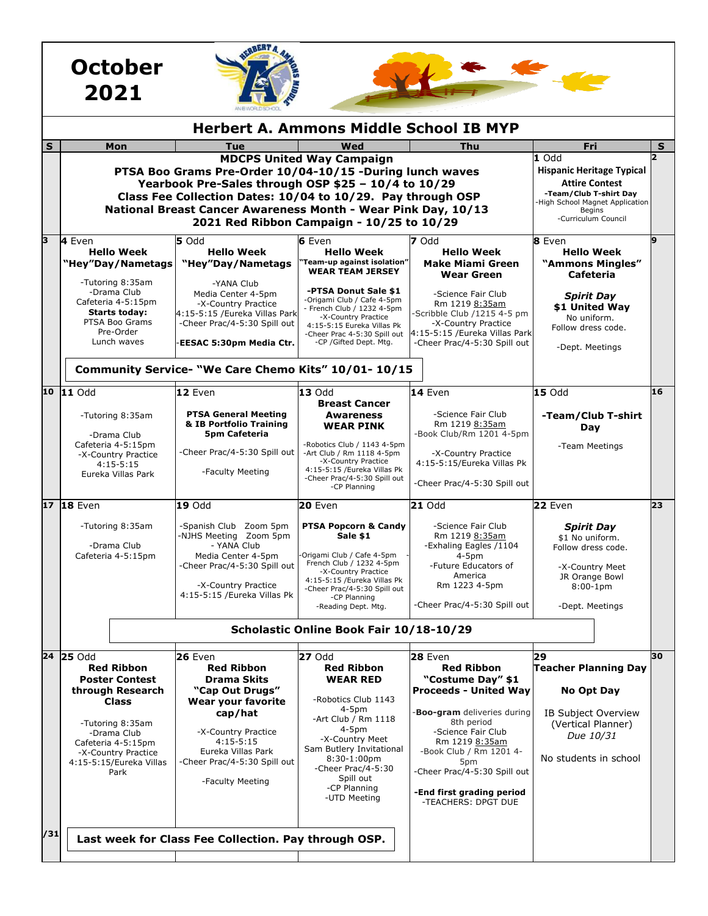# October 2021

## Herbert A. Ammons Middle School IB MYP

| S | Mon | Tue | Wed | Thu | Fri | S |
|---|---|---|---|---|---|---|
| | **MDCPS United Way Campaign**<br>**PTSA Boo Grams Pre-Order 10/04-10/15 -During lunch waves**<br>**Yearbook Pre-Sales through OSP $25 – 10/4 to 10/29**<br>**Class Fee Collection Dates: 10/04 to 10/29. Pay through OSP**<br>**National Breast Cancer Awareness Month - Wear Pink Day, 10/13**<br>**2021 Red Ribbon Campaign - 10/25 to 10/29** | | | | **1** Odd<br>**Hispanic Heritage Typical Attire Contest**<br>**-Team/Club T-shirt Day**<br>-High School Magnet Application Begins<br>-Curriculum Council | **2** |
| **3** | **4** Even<br>**Hello Week**<br>**"Hey"Day/Nametags**<br>-Tutoring 8:35am<br>-Drama Club Cafeteria 4-5:15pm<br>**Starts today:** PTSA Boo Grams Pre-Order Lunch waves | **5** Odd<br>**Hello Week**<br>**"Hey"Day/Nametags**<br>-YANA Club Media Center 4-5pm<br>-X-Country Practice 4:15-5:15 /Eureka Villas Park<br>-Cheer Prac/4-5:30 Spill out<br>-**EESAC 5:30pm Media Ctr.** | **6** Even<br>**Hello Week**<br>**"Team-up against isolation"**<br>**WEAR TEAM JERSEY**<br>**-PTSA Donut Sale $1**<br>-Origami Club / Cafe 4-5pm<br>- French Club / 1232 4-5pm<br>-X-Country Practice 4:15-5:15 Eureka Villas Pk<br>-Cheer Prac 4-5:30 Spill out<br>-CP /Gifted Dept. Mtg. | **7** Odd<br>**Hello Week**<br>**Make Miami Green**<br>**Wear Green**<br>-Science Fair Club Rm 1219 8:35am<br>-Scribble Club /1215 4-5 pm<br>-X-Country Practice 4:15-5:15 /Eureka Villas Park<br>-Cheer Prac/4-5:30 Spill out | **8** Even<br>**Hello Week**<br>**"Ammons Mingles" Cafeteria**<br>***Spirit Day***<br>**$1 United Way**<br>No uniform. Follow dress code.<br>-Dept. Meetings | **9** |
| | **Community Service- "We Care Chemo Kits" 10/01- 10/15** | | | | | |
| **10** | **11** Odd<br>-Tutoring 8:35am<br>-Drama Club Cafeteria 4-5:15pm<br>-X-Country Practice 4:15-5:15 Eureka Villas Park | **12** Even<br>**PTSA General Meeting & IB Portfolio Training 5pm Cafeteria**<br>-Cheer Prac/4-5:30 Spill out<br>-Faculty Meeting | **13** Odd<br>**Breast Cancer Awareness**<br>**WEAR PINK**<br>-Robotics Club / 1143 4-5pm<br>-Art Club / Rm 1118 4-5pm<br>-X-Country Practice 4:15-5:15 /Eureka Villas Pk<br>-Cheer Prac/4-5:30 Spill out<br>-CP Planning | **14** Even<br>-Science Fair Club Rm 1219 8:35am<br>-Book Club/Rm 1201 4-5pm<br>-X-Country Practice 4:15-5:15/Eureka Villas Pk<br>-Cheer Prac/4-5:30 Spill out | **15** Odd<br>**-Team/Club T-shirt Day**<br>-Team Meetings | **16** |
| **17** | **18** Even<br>-Tutoring 8:35am<br>-Drama Club Cafeteria 4-5:15pm | **19** Odd<br>-Spanish Club Zoom 5pm<br>-NJHS Meeting Zoom 5pm<br>- YANA Club Media Center 4-5pm<br>-Cheer Prac/4-5:30 Spill out<br>-X-Country Practice 4:15-5:15 /Eureka Villas Pk | **20** Even<br>**PTSA Popcorn & Candy Sale $1**<br>-Origami Club / Cafe 4-5pm<br>French Club / 1232 4-5pm<br>-X-Country Practice 4:15-5:15 /Eureka Villas Pk<br>-Cheer Prac/4-5:30 Spill out<br>-CP Planning<br>-Reading Dept. Mtg. | **21** Odd<br>-Science Fair Club Rm 1219 8:35am<br>-Exhaling Eagles /1104 4-5pm<br>-Future Educators of America Rm 1223 4-5pm<br>-Cheer Prac/4-5:30 Spill out | **22** Even<br>***Spirit Day***<br>$1 No uniform. Follow dress code.<br>-X-Country Meet JR Orange Bowl 8:00-1pm<br>-Dept. Meetings | **23** |
| | **Scholastic Online Book Fair 10/18-10/29** | | | | | |
| **24** | **25** Odd<br>**Red Ribbon Poster Contest through Research Class**<br>-Tutoring 8:35am<br>-Drama Club Cafeteria 4-5:15pm<br>-X-Country Practice 4:15-5:15/Eureka Villas Park | **26** Even<br>**Red Ribbon Drama Skits**<br>**"Cap Out Drugs" Wear your favorite cap/hat**<br>-X-Country Practice 4:15-5:15 Eureka Villas Park<br>-Cheer Prac/4-5:30 Spill out<br>-Faculty Meeting | **27** Odd<br>**Red Ribbon**<br>**WEAR RED**<br>-Robotics Club 1143 4-5pm<br>-Art Club / Rm 1118 4-5pm<br>-X-Country Meet Sam Butlery Invitational 8:30-1:00pm<br>-Cheer Prac/4-5:30 Spill out<br>-CP Planning<br>-UTD Meeting | **28** Even<br>**Red Ribbon**<br>**"Costume Day" $1 Proceeds - United Way**<br>-**Boo-gram** deliveries during 8th period<br>-Science Fair Club Rm 1219 8:35am<br>-Book Club / Rm 1201 4-5pm<br>-Cheer Prac/4-5:30 Spill out<br>**-End first grading period**<br>-TEACHERS: DPGT DUE | **29**<br>**Teacher Planning Day**<br>**No Opt Day**<br>IB Subject Overview (Vertical Planner) *Due 10/31*<br>No students in school | **30** |
| **/31** | **Last week for Class Fee Collection. Pay through OSP.** | | | | | |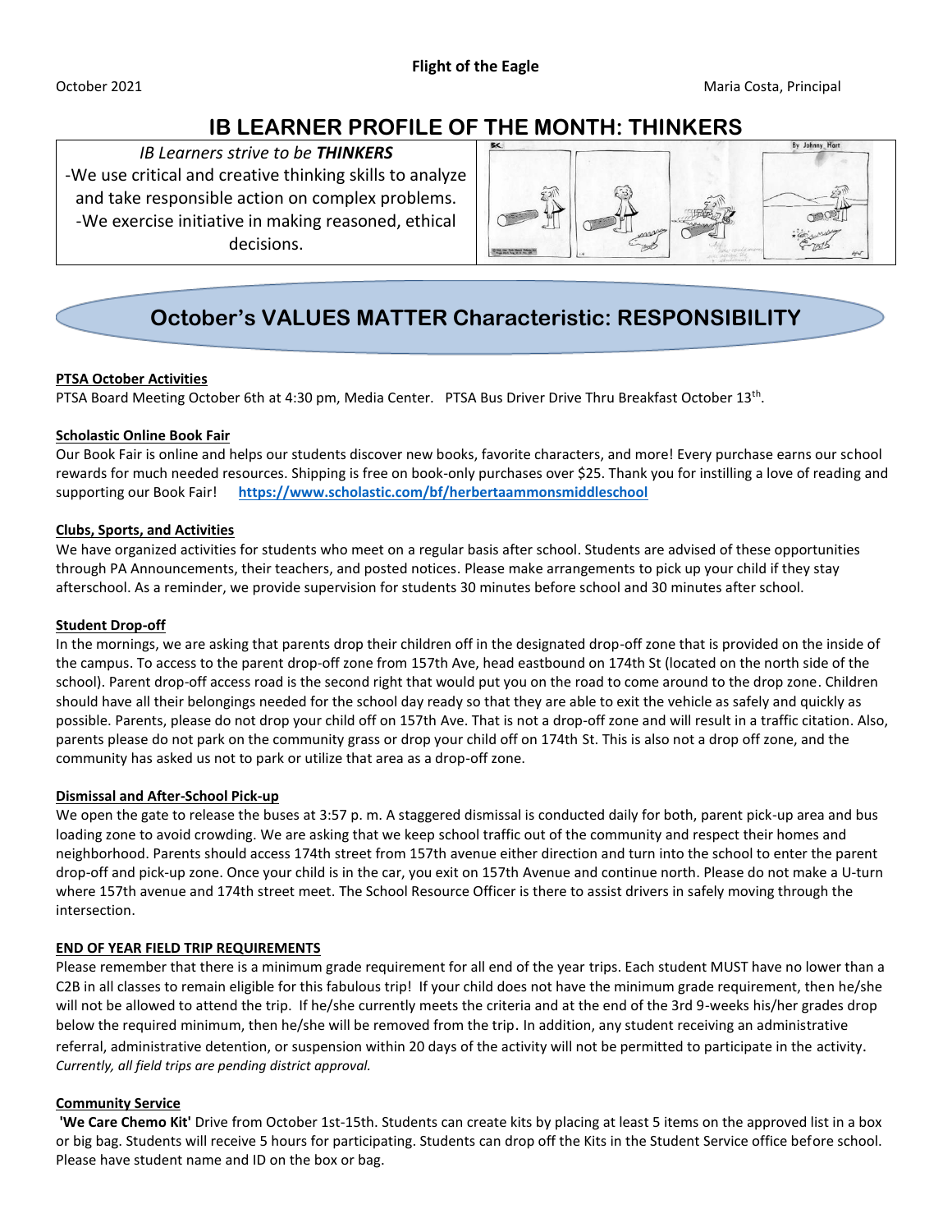**Flight of the Eagle**

October 2021 Maria Costa, Principal

# IB LEARNER PROFILE OF THE MONTH: THINKERS

*IB Learners strive to be* ***THINKERS***

-We use critical and creative thinking skills to analyze and take responsible action on complex problems.

-We exercise initiative in making reasoned, ethical decisions.

## October's VALUES MATTER Characteristic: RESPONSIBILITY

**PTSA October Activities**

PTSA Board Meeting October 6th at 4:30 pm, Media Center. PTSA Bus Driver Drive Thru Breakfast October 13th.

**Scholastic Online Book Fair**

Our Book Fair is online and helps our students discover new books, favorite characters, and more! Every purchase earns our school rewards for much needed resources. Shipping is free on book-only purchases over $25. Thank you for instilling a love of reading and supporting our Book Fair! **https://www.scholastic.com/bf/herbertaammonsmiddleschool**

**Clubs, Sports, and Activities**

We have organized activities for students who meet on a regular basis after school. Students are advised of these opportunities through PA Announcements, their teachers, and posted notices. Please make arrangements to pick up your child if they stay afterschool. As a reminder, we provide supervision for students 30 minutes before school and 30 minutes after school.

**Student Drop-off**

In the mornings, we are asking that parents drop their children off in the designated drop-off zone that is provided on the inside of the campus. To access to the parent drop-off zone from 157th Ave, head eastbound on 174th St (located on the north side of the school). Parent drop-off access road is the second right that would put you on the road to come around to the drop zone. Children should have all their belongings needed for the school day ready so that they are able to exit the vehicle as safely and quickly as possible. Parents, please do not drop your child off on 157th Ave. That is not a drop-off zone and will result in a traffic citation. Also, parents please do not park on the community grass or drop your child off on 174th St. This is also not a drop off zone, and the community has asked us not to park or utilize that area as a drop-off zone.

**Dismissal and After-School Pick-up**

We open the gate to release the buses at 3:57 p. m. A staggered dismissal is conducted daily for both, parent pick-up area and bus loading zone to avoid crowding. We are asking that we keep school traffic out of the community and respect their homes and neighborhood. Parents should access 174th street from 157th avenue either direction and turn into the school to enter the parent drop-off and pick-up zone. Once your child is in the car, you exit on 157th Avenue and continue north. Please do not make a U-turn where 157th avenue and 174th street meet. The School Resource Officer is there to assist drivers in safely moving through the intersection.

**END OF YEAR FIELD TRIP REQUIREMENTS**

Please remember that there is a minimum grade requirement for all end of the year trips. Each student MUST have no lower than a C2B in all classes to remain eligible for this fabulous trip! If your child does not have the minimum grade requirement, then he/she will not be allowed to attend the trip. If he/she currently meets the criteria and at the end of the 3rd 9-weeks his/her grades drop below the required minimum, then he/she will be removed from the trip. In addition, any student receiving an administrative referral, administrative detention, or suspension within 20 days of the activity will not be permitted to participate in the activity. *Currently, all field trips are pending district approval.*

**Community Service**

**'We Care Chemo Kit'** Drive from October 1st-15th. Students can create kits by placing at least 5 items on the approved list in a box or big bag. Students will receive 5 hours for participating. Students can drop off the Kits in the Student Service office before school. Please have student name and ID on the box or bag.